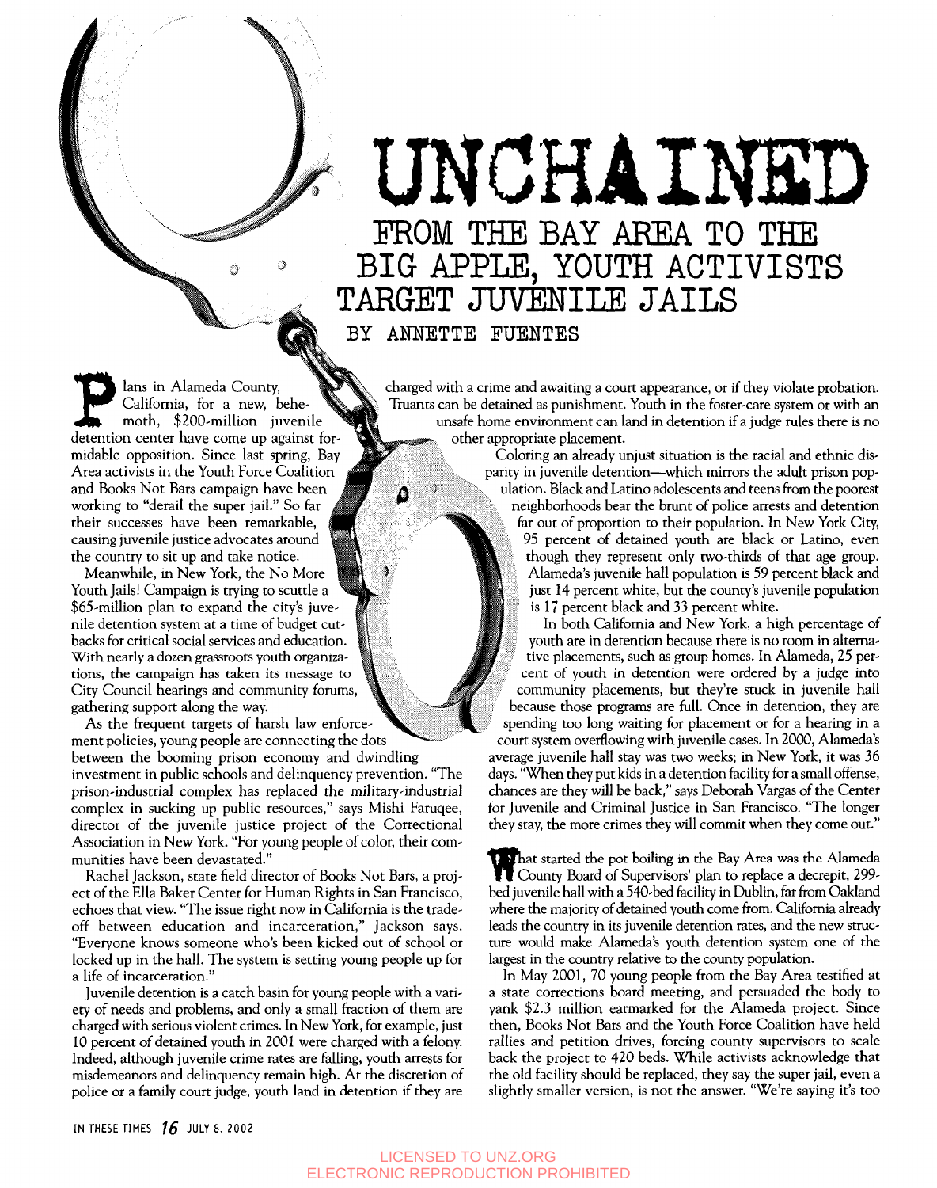# UNCHAINED

## FROM THE BAY AREA TO THE BIG APPLE, YOUTH ACTIVISTS TARGET JUVENILE JAILS

### BY ANNETTE FUENTES

Plans in Alameda County, California, for a new, behemoth, $200-million juvenile detention center have come up against formidable opposition. Since last spring, Bay Area activists in the Youth Force Coalition and Books Not Bars campaign have been working to "derail the super jail." So far their successes have been remarkable, causing juvenile justice advocates around the country to sit up and take notice.

Meanwhile, in New York, the No More Youth Jails! Campaign is trying to scuttle a $65-million plan to expand the city's juvenile detention system at a time of budget cutbacks for critical social services and education. With nearly a dozen grassroots youth organizations, the campaign has taken its message to City Council hearings and community forums, gathering support along the way.

As the frequent targets of harsh law enforcement policies, young people are connecting the dots between the booming prison economy and dwindling investment in public schools and delinquency prevention. "The prison-industrial complex has replaced the military-industrial complex in sucking up public resources," says Mishi Faruqee, director of the juvenile justice project of the Correctional Association in New York. "For young people of color, their communities have been devastated."

Rachel Jackson, state field director of Books Not Bars, a project of the Ella Baker Center for Human Rights in San Francisco, echoes that view. "The issue right now in California is the trade-off between education and incarceration," Jackson says. "Everyone knows someone who's been kicked out of school or locked up in the hall. The system is setting young people up for a life of incarceration."

Juvenile detention is a catch basin for young people with a variety of needs and problems, and only a small fraction of them are charged with serious violent crimes. In New York, for example, just 10 percent of detained youth in 2001 were charged with a felony. Indeed, although juvenile crime rates are falling, youth arrests for misdemeanors and delinquency remain high. At the discretion of police or a family court judge, youth land in detention if they are charged with a crime and awaiting a court appearance, or if they violate probation. Truants can be detained as punishment. Youth in the foster-care system or with an unsafe home environment can land in detention if a judge rules there is no other appropriate placement.

Coloring an already unjust situation is the racial and ethnic disparity in juvenile detention—which mirrors the adult prison population. Black and Latino adolescents and teens from the poorest neighborhoods bear the brunt of police arrests and detention far out of proportion to their population. In New York City, 95 percent of detained youth are black or Latino, even though they represent only two-thirds of that age group. Alameda's juvenile hall population is 59 percent black and just 14 percent white, but the county's juvenile population is 17 percent black and 33 percent white.

In both California and New York, a high percentage of youth are in detention because there is no room in alternative placements, such as group homes. In Alameda, 25 percent of youth in detention were ordered by a judge into community placements, but they're stuck in juvenile hall because those programs are full. Once in detention, they are spending too long waiting for placement or for a hearing in a court system overflowing with juvenile cases. In 2000, Alameda's average juvenile hall stay was two weeks; in New York, it was 36 days. "When they put kids in a detention facility for a small offense, chances are they will be back," says Deborah Vargas of the Center for Juvenile and Criminal Justice in San Francisco. "The longer they stay, the more crimes they will commit when they come out."

What started the pot boiling in the Bay Area was the Alameda County Board of Supervisors' plan to replace a decrepit, 299-bed juvenile hall with a 540-bed facility in Dublin, far from Oakland where the majority of detained youth come from. California already leads the country in its juvenile detention rates, and the new structure would make Alameda's youth detention system one of the largest in the country relative to the county population.

In May 2001, 70 young people from the Bay Area testified at a state corrections board meeting, and persuaded the body to yank $2.3 million earmarked for the Alameda project. Since then, Books Not Bars and the Youth Force Coalition have held rallies and petition drives, forcing county supervisors to scale back the project to 420 beds. While activists acknowledge that the old facility should be replaced, they say the super jail, even a slightly smaller version, is not the answer. "We're saying it's too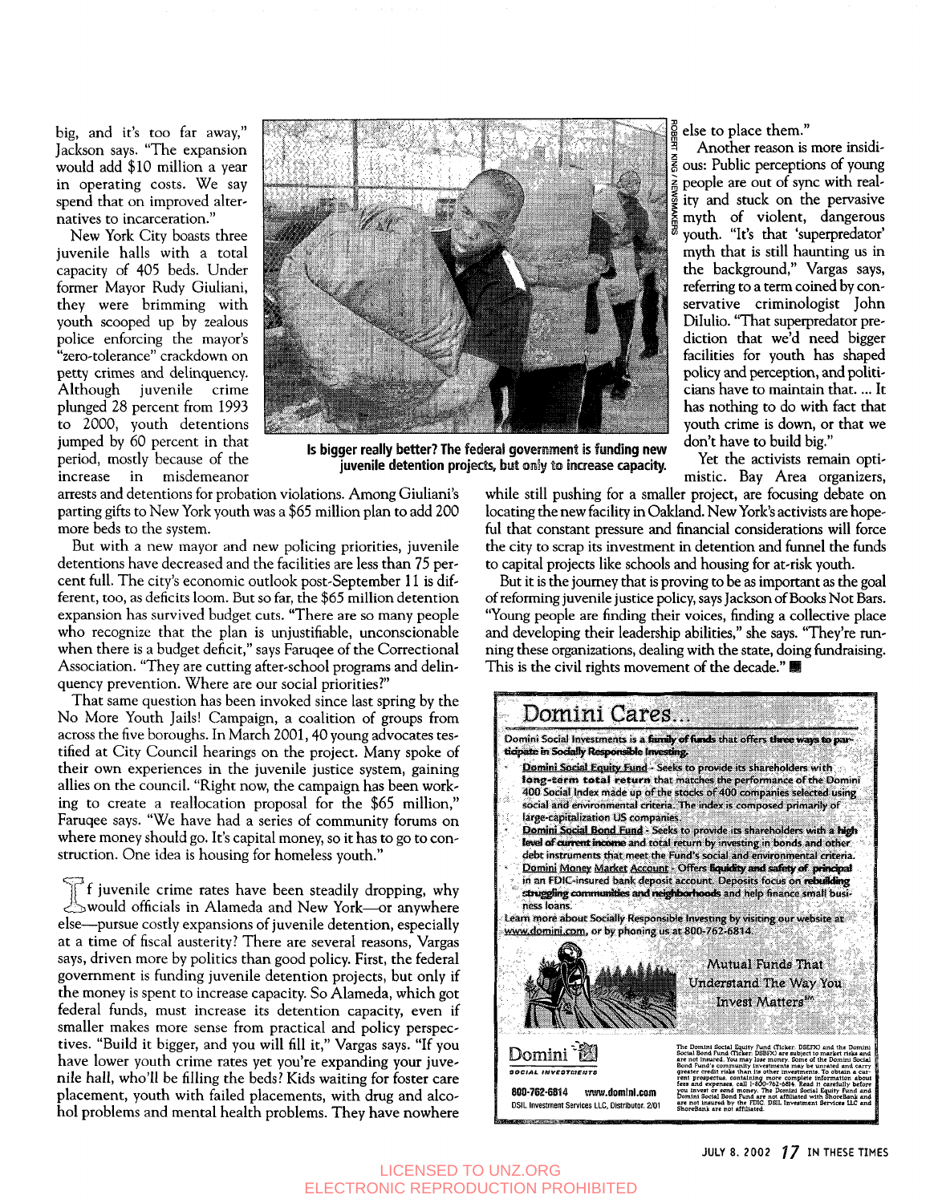big, and it's too far away," Jackson says. "The expansion would add $10 million a year in operating costs. We say spend that on improved alternatives to incarceration."

New York City boasts three juvenile halls with a total capacity of 405 beds. Under former Mayor Rudy Giuliani, they were brimming with youth scooped up by zealous police enforcing the mayor's "zero-tolerance" crackdown on petty crimes and delinquency. Although juvenile crime plunged 28 percent from 1993 to 2000, youth detentions jumped by 60 percent in that period, mostly because of the increase in misdemeanor arrests and detentions for probation violations. Among Giuliani's parting gifts to New York youth was a $65 million plan to add 200 more beds to the system.

ROBERT KING / NEWSMAKERS

**Is bigger really better? The federal government is funding new juvenile detention projects, but only to increase capacity.**

But with a new mayor and new policing priorities, juvenile detentions have decreased and the facilities are less than 75 percent full. The city's economic outlook post-September 11 is different, too, as deficits loom. But so far, the $65 million detention expansion has survived budget cuts. "There are so many people who recognize that the plan is unjustifiable, unconscionable when there is a budget deficit," says Faruqee of the Correctional Association. "They are cutting after-school programs and delinquency prevention. Where are our social priorities?"

That same question has been invoked since last spring by the No More Youth Jails! Campaign, a coalition of groups from across the five boroughs. In March 2001, 40 young advocates testified at City Council hearings on the project. Many spoke of their own experiences in the juvenile justice system, gaining allies on the council. "Right now, the campaign has been working to create a reallocation proposal for the $65 million," Faruqee says. "We have had a series of community forums on where money should go. It's capital money, so it has to go to construction. One idea is housing for homeless youth."

If juvenile crime rates have been steadily dropping, why would officials in Alameda and New York—or anywhere else—pursue costly expansions of juvenile detention, especially at a time of fiscal austerity? There are several reasons, Vargas says, driven more by politics than good policy. First, the federal government is funding juvenile detention projects, but only if the money is spent to increase capacity. So Alameda, which got federal funds, must increase its detention capacity, even if smaller makes more sense from practical and policy perspectives. "Build it bigger, and you will fill it," Vargas says. "If you have lower youth crime rates yet you're expanding your juvenile hall, who'll be filling the beds? Kids waiting for foster care placement, youth with failed placements, with drug and alcohol problems and mental health problems. They have nowhere else to place them."

Another reason is more insidious: Public perceptions of young people are out of sync with reality and stuck on the pervasive myth of violent, dangerous youth. "It's that 'superpredator' myth that is still haunting us in the background," Vargas says, referring to a term coined by conservative criminologist John DiIulio. "That superpredator prediction that we'd need bigger facilities for youth has shaped policy and perception, and politicians have to maintain that. ... It has nothing to do with fact that youth crime is down, or that we don't have to build big."

Yet the activists remain optimistic. Bay Area organizers, while still pushing for a smaller project, are focusing debate on locating the new facility in Oakland. New York's activists are hopeful that constant pressure and financial considerations will force the city to scrap its investment in detention and funnel the funds to capital projects like schools and housing for at-risk youth.

But it is the journey that is proving to be as important as the goal of reforming juvenile justice policy, says Jackson of Books Not Bars. "Young people are finding their voices, finding a collective place and developing their leadership abilities," she says. "They're running these organizations, dealing with the state, doing fundraising. This is the civil rights movement of the decade." ■

## Domini Cares...

Domini Social Investments is a **family of funds** that offers **three ways to participate in Socially Responsible Investing.**

- **Domini Social Equity Fund** - Seeks to provide its shareholders with **long-term total return** that matches the performance of the Domini 400 Social Index made up of the stocks of 400 companies selected using social and environmental criteria. The index is composed primarily of large-capitalization US companies.
- **Domini Social Bond Fund** - Seeks to provide its shareholders with a **high level of current income** and total return by investing in bonds and other debt instruments that meet the Fund's social and environmental criteria.
- **Domini Money Market Account** - Offers **liquidity and safety of principal** in an FDIC-insured bank deposit account. Deposits focus on **rebuilding struggling communities and neighborhoods** and help finance small business loans.

Learn more about Socially Responsible Investing by visiting our website at www.domini.com, or by phoning us at 800-762-6814.

Mutual Funds That Understand The Way You Invest Matters℠

Domini SOCIAL INVESTMENTS

800-762-6814 www.domini.com

DSIL Investment Services LLC, Distributor. 2/01

The Domini Social Equity Fund (Ticker: DSEFX) and the Domini Social Bond Fund (Ticker: DSBFX) are subject to market risks and are not insured. You may lose money. Some of the Domini Social Bond Fund's community investments may be unrated and carry greater credit risks than its other investments. To obtain a current prospectus, containing more complete information about fees and expenses, call 1-800-762-6814. Read it carefully before you invest or send money. The Domini Social Equity Fund and Domini Social Bond Fund are not affiliated with ShoreBank and are not insured by the FDIC. DSIL Investment Services LLC and ShoreBank are not affiliated.

LICENSED TO UNZ.ORG
ELECTRONIC REPRODUCTION PROHIBITED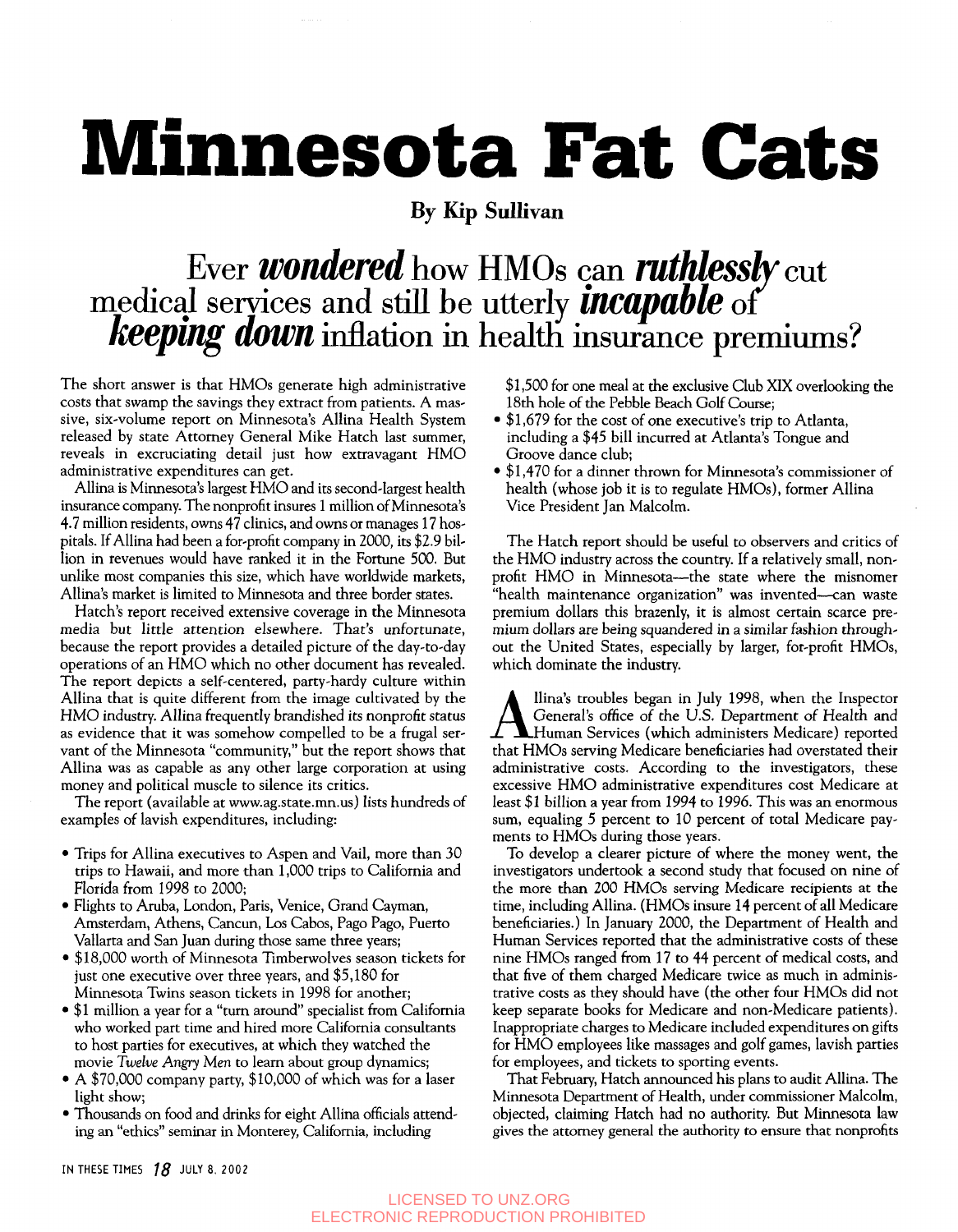# Minnesota Fat Cats

**By Kip Sullivan**

## Ever ***wondered*** how HMOs can ***ruthlessly*** cut medical services and still be utterly ***incapable*** of ***keeping down*** inflation in health insurance premiums?

The short answer is that HMOs generate high administrative costs that swamp the savings they extract from patients. A massive, six-volume report on Minnesota's Allina Health System released by state Attorney General Mike Hatch last summer, reveals in excruciating detail just how extravagant HMO administrative expenditures can get.

Allina is Minnesota's largest HMO and its second-largest health insurance company. The nonprofit insures 1 million of Minnesota's 4.7 million residents, owns 47 clinics, and owns or manages 17 hospitals. If Allina had been a for-profit company in 2000, its $2.9 billion in revenues would have ranked it in the Fortune 500. But unlike most companies this size, which have worldwide markets, Allina's market is limited to Minnesota and three border states.

Hatch's report received extensive coverage in the Minnesota media but little attention elsewhere. That's unfortunate, because the report provides a detailed picture of the day-to-day operations of an HMO which no other document has revealed. The report depicts a self-centered, party-hardy culture within Allina that is quite different from the image cultivated by the HMO industry. Allina frequently brandished its nonprofit status as evidence that it was somehow compelled to be a frugal servant of the Minnesota "community," but the report shows that Allina was as capable as any other large corporation at using money and political muscle to silence its critics.

The report (available at www.ag.state.mn.us) lists hundreds of examples of lavish expenditures, including:

- Trips for Allina executives to Aspen and Vail, more than 30 trips to Hawaii, and more than 1,000 trips to California and Florida from 1998 to 2000;
- Flights to Aruba, London, Paris, Venice, Grand Cayman, Amsterdam, Athens, Cancun, Los Cabos, Pago Pago, Puerto Vallarta and San Juan during those same three years;
- $18,000 worth of Minnesota Timberwolves season tickets for just one executive over three years, and $5,180 for Minnesota Twins season tickets in 1998 for another;
- $1 million a year for a "turn around" specialist from California who worked part time and hired more California consultants to host parties for executives, at which they watched the movie *Twelve Angry Men* to learn about group dynamics;
- A $70,000 company party, $10,000 of which was for a laser light show;
- Thousands on food and drinks for eight Allina officials attending an "ethics" seminar in Monterey, California, including $1,500 for one meal at the exclusive Club XIX overlooking the 18th hole of the Pebble Beach Golf Course;
- $1,679 for the cost of one executive's trip to Atlanta, including a $45 bill incurred at Atlanta's Tongue and Groove dance club;
- $1,470 for a dinner thrown for Minnesota's commissioner of health (whose job it is to regulate HMOs), former Allina Vice President Jan Malcolm.

The Hatch report should be useful to observers and critics of the HMO industry across the country. If a relatively small, nonprofit HMO in Minnesota—the state where the misnomer "health maintenance organization" was invented—can waste premium dollars this brazenly, it is almost certain scarce premium dollars are being squandered in a similar fashion throughout the United States, especially by larger, for-profit HMOs, which dominate the industry.

Allina's troubles began in July 1998, when the Inspector General's office of the U.S. Department of Health and Human Services (which administers Medicare) reported that HMOs serving Medicare beneficiaries had overstated their administrative costs. According to the investigators, these excessive HMO administrative expenditures cost Medicare at least $1 billion a year from 1994 to 1996. This was an enormous sum, equaling 5 percent to 10 percent of total Medicare payments to HMOs during those years.

To develop a clearer picture of where the money went, the investigators undertook a second study that focused on nine of the more than 200 HMOs serving Medicare recipients at the time, including Allina. (HMOs insure 14 percent of all Medicare beneficiaries.) In January 2000, the Department of Health and Human Services reported that the administrative costs of these nine HMOs ranged from 17 to 44 percent of medical costs, and that five of them charged Medicare twice as much in administrative costs as they should have (the other four HMOs did not keep separate books for Medicare and non-Medicare patients). Inappropriate charges to Medicare included expenditures on gifts for HMO employees like massages and golf games, lavish parties for employees, and tickets to sporting events.

That February, Hatch announced his plans to audit Allina. The Minnesota Department of Health, under commissioner Malcolm, objected, claiming Hatch had no authority. But Minnesota law gives the attorney general the authority to ensure that nonprofits